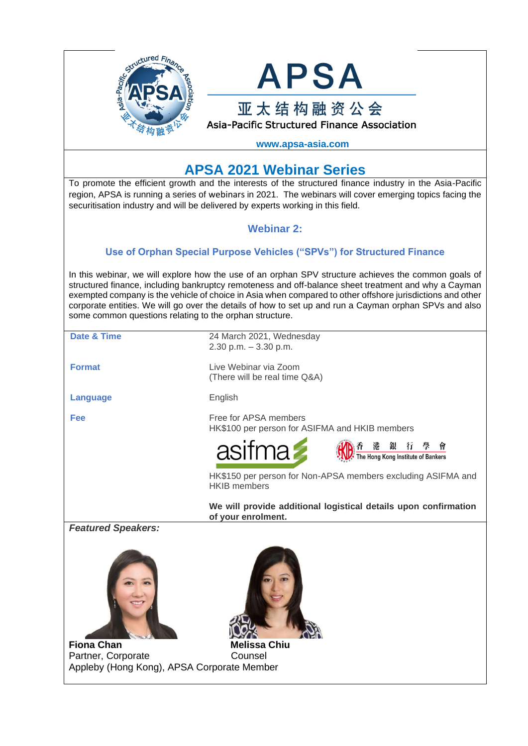# APSA

亚太结构融资公会

Asia-Pacific Structured Finance Association

**www.apsa-asia.com**

## APSA 2021 Webinar Series

To promote the efficient growth and the interests of the structured finance industry in the Asia-Pacific region, APSA is running a series of webinars in 2021. The webinars will cover emerging topics facing the securitisation industry and will be delivered by experts working in this field.

### Webinar 2:

### Use of Orphan Special Purpose Vehicles ("SPVs") for Structured Finance

In this webinar, we will explore how the use of an orphan SPV structure achieves the common goals of structured finance, including bankruptcy remoteness and off-balance sheet treatment and why a Cayman exempted company is the vehicle of choice in Asia when compared to other offshore jurisdictions and other corporate entities. We will go over the details of how to set up and run a Cayman orphan SPVs and also some common questions relating to the orphan structure.

| | |
|---|---|
| **Date & Time** | 24 March 2021, Wednesday<br>2.30 p.m. – 3.30 p.m. |
| **Format** | Live Webinar via Zoom<br>(There will be real time Q&A) |
| **Language** | English |
| **Fee** | Free for APSA members<br>HK$100 per person for ASIFMA and HKIB members<br>asifma &nbsp;&nbsp; 香港銀行學會 The Hong Kong Institute of Bankers<br>HK$150 per person for Non-APSA members excluding ASIFMA and HKIB members<br>**We will provide additional logistical details upon confirmation of your enrolment.** |

***Featured Speakers:***

**Fiona Chan**
Partner, Corporate

**Melissa Chiu**
Counsel

Appleby (Hong Kong), APSA Corporate Member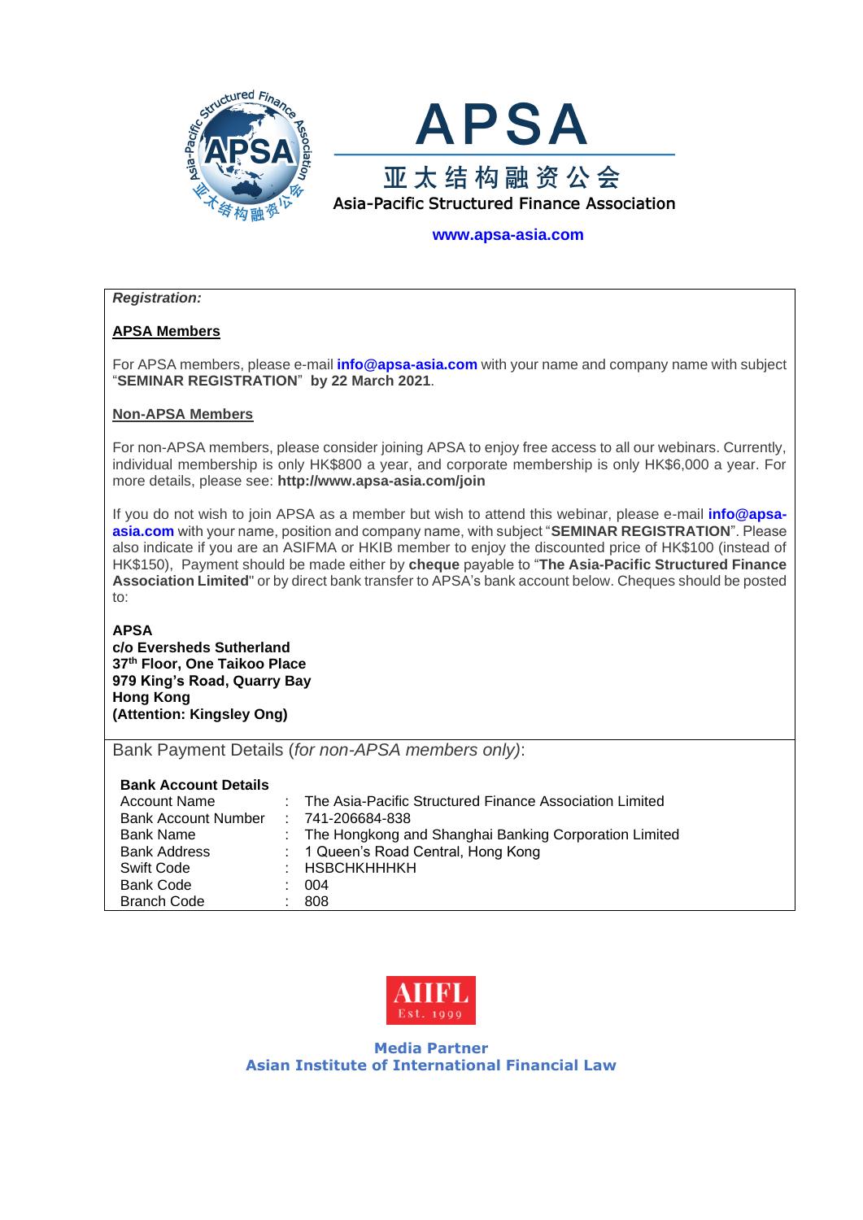# APSA

亚太结构融资公会

Asia-Pacific Structured Finance Association

**www.apsa-asia.com**

***Registration:***

**APSA Members**

For APSA members, please e-mail **info@apsa-asia.com** with your name and company name with subject "**SEMINAR REGISTRATION**" **by 22 March 2021**.

**Non-APSA Members**

For non-APSA members, please consider joining APSA to enjoy free access to all our webinars. Currently, individual membership is only HK$800 a year, and corporate membership is only HK$6,000 a year. For more details, please see: **http://www.apsa-asia.com/join**

If you do not wish to join APSA as a member but wish to attend this webinar, please e-mail **info@apsa-asia.com** with your name, position and company name, with subject "**SEMINAR REGISTRATION**". Please also indicate if you are an ASIFMA or HKIB member to enjoy the discounted price of HK$100 (instead of HK$150), Payment should be made either by **cheque** payable to "**The Asia-Pacific Structured Finance Association Limited**" or by direct bank transfer to APSA's bank account below. Cheques should be posted to:

**APSA**
**c/o Eversheds Sutherland**
**37th Floor, One Taikoo Place**
**979 King's Road, Quarry Bay**
**Hong Kong**
**(Attention: Kingsley Ong)**

Bank Payment Details (*for non-APSA members only*):

**Bank Account Details**

| | | |
|---|---|---|
| Account Name | : | The Asia-Pacific Structured Finance Association Limited |
| Bank Account Number | : | 741-206684-838 |
| Bank Name | : | The Hongkong and Shanghai Banking Corporation Limited |
| Bank Address | : | 1 Queen's Road Central, Hong Kong |
| Swift Code | : | HSBCHKHHHKH |
| Bank Code | : | 004 |
| Branch Code | : | 808 |

AIIFL Est. 1999

**Media Partner**
**Asian Institute of International Financial Law**